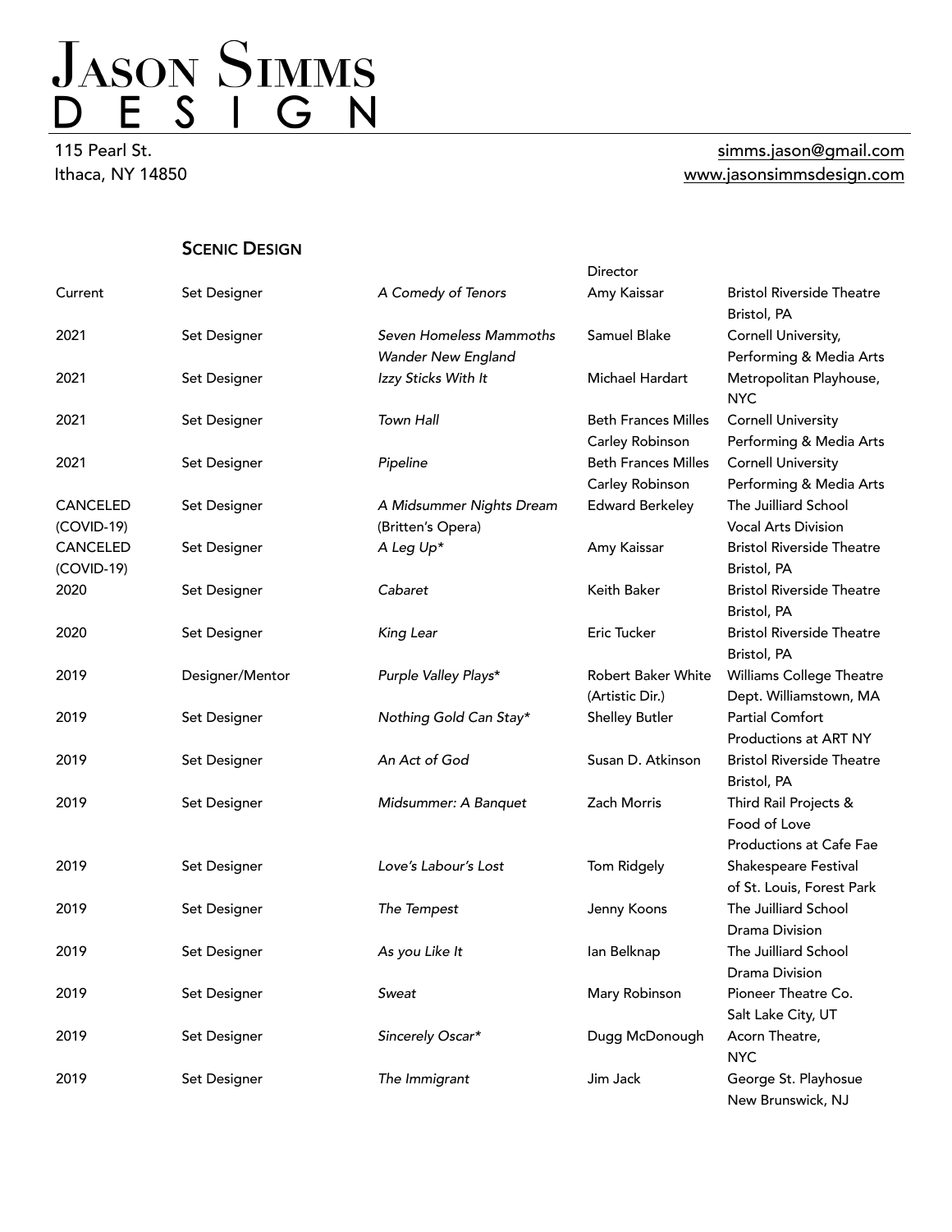# Jason Simms
## DESIGN

115 Pearl St.
Ithaca, NY 14850

simms.jason@gmail.com
www.jasonsimmsdesign.com

### Scenic Design

| | | | Director | |
|---|---|---|---|---|
| Current | Set Designer | *A Comedy of Tenors* | Amy Kaissar | Bristol Riverside Theatre Bristol, PA |
| 2021 | Set Designer | *Seven Homeless Mammoths Wander New England* | Samuel Blake | Cornell University, Performing & Media Arts |
| 2021 | Set Designer | *Izzy Sticks With It* | Michael Hardart | Metropolitan Playhouse, NYC |
| 2021 | Set Designer | *Town Hall* | Beth Frances Milles Carley Robinson | Cornell University Performing & Media Arts |
| 2021 | Set Designer | *Pipeline* | Beth Frances Milles Carley Robinson | Cornell University Performing & Media Arts |
| CANCELED (COVID-19) | Set Designer | *A Midsummer Nights Dream* (Britten's Opera) | Edward Berkeley | The Juilliard School Vocal Arts Division |
| CANCELED (COVID-19) | Set Designer | *A Leg Up** | Amy Kaissar | Bristol Riverside Theatre Bristol, PA |
| 2020 | Set Designer | *Cabaret* | Keith Baker | Bristol Riverside Theatre Bristol, PA |
| 2020 | Set Designer | *King Lear* | Eric Tucker | Bristol Riverside Theatre Bristol, PA |
| 2019 | Designer/Mentor | *Purple Valley Plays** | Robert Baker White (Artistic Dir.) | Williams College Theatre Dept. Williamstown, MA |
| 2019 | Set Designer | *Nothing Gold Can Stay** | Shelley Butler | Partial Comfort Productions at ART NY |
| 2019 | Set Designer | *An Act of God* | Susan D. Atkinson | Bristol Riverside Theatre Bristol, PA |
| 2019 | Set Designer | *Midsummer: A Banquet* | Zach Morris | Third Rail Projects & Food of Love Productions at Cafe Fae |
| 2019 | Set Designer | *Love's Labour's Lost* | Tom Ridgely | Shakespeare Festival of St. Louis, Forest Park |
| 2019 | Set Designer | *The Tempest* | Jenny Koons | The Juilliard School Drama Division |
| 2019 | Set Designer | *As you Like It* | Ian Belknap | The Juilliard School Drama Division |
| 2019 | Set Designer | *Sweat* | Mary Robinson | Pioneer Theatre Co. Salt Lake City, UT |
| 2019 | Set Designer | *Sincerely Oscar** | Dugg McDonough | Acorn Theatre, NYC |
| 2019 | Set Designer | *The Immigrant* | Jim Jack | George St. Playhosue New Brunswick, NJ |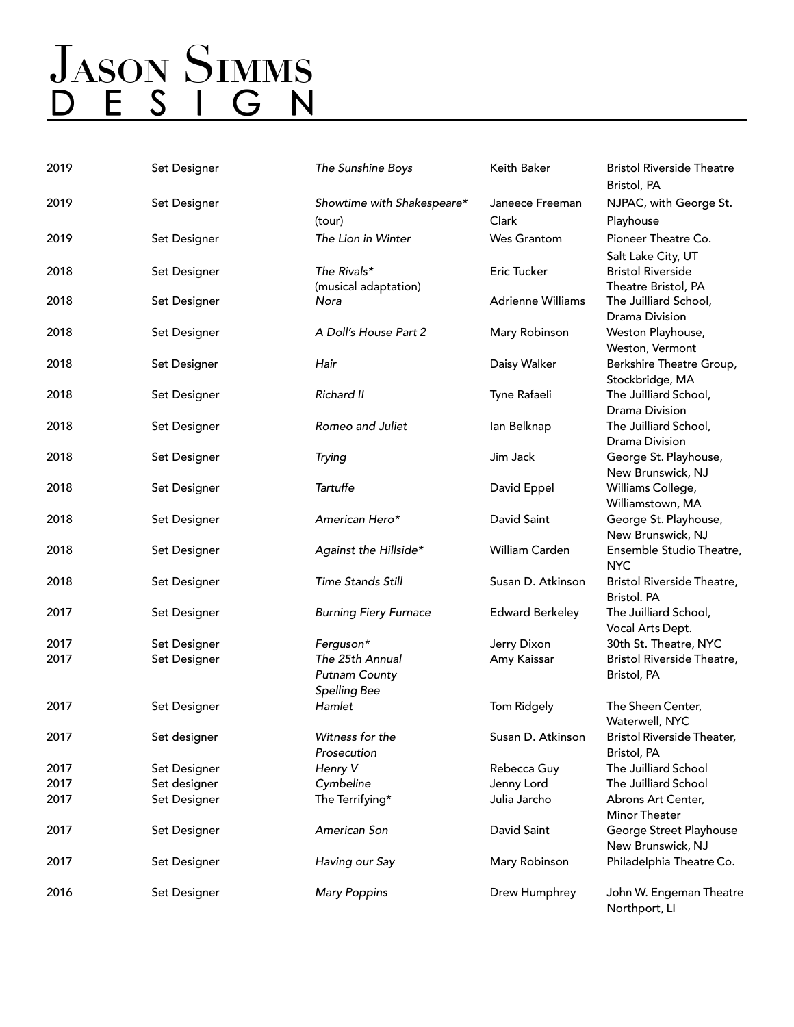# Jason Simms
## D E S I G N

| | | | | |
|---|---|---|---|---|
| 2019 | Set Designer | *The Sunshine Boys* | Keith Baker | Bristol Riverside Theatre Bristol, PA |
| 2019 | Set Designer | *Showtime with Shakespeare** (tour) | Janeece Freeman Clark | NJPAC, with George St. Playhouse |
| 2019 | Set Designer | *The Lion in Winter* | Wes Grantom | Pioneer Theatre Co. Salt Lake City, UT |
| 2018 | Set Designer | *The Rivals** (musical adaptation) | Eric Tucker | Bristol Riverside Theatre Bristol, PA |
| 2018 | Set Designer | *Nora* | Adrienne Williams | The Juilliard School, Drama Division |
| 2018 | Set Designer | *A Doll's House Part 2* | Mary Robinson | Weston Playhouse, Weston, Vermont |
| 2018 | Set Designer | *Hair* | Daisy Walker | Berkshire Theatre Group, Stockbridge, MA |
| 2018 | Set Designer | *Richard II* | Tyne Rafaeli | The Juilliard School, Drama Division |
| 2018 | Set Designer | *Romeo and Juliet* | Ian Belknap | The Juilliard School, Drama Division |
| 2018 | Set Designer | *Trying* | Jim Jack | George St. Playhouse, New Brunswick, NJ |
| 2018 | Set Designer | *Tartuffe* | David Eppel | Williams College, Williamstown, MA |
| 2018 | Set Designer | *American Hero** | David Saint | George St. Playhouse, New Brunswick, NJ |
| 2018 | Set Designer | *Against the Hillside** | William Carden | Ensemble Studio Theatre, NYC |
| 2018 | Set Designer | *Time Stands Still* | Susan D. Atkinson | Bristol Riverside Theatre, Bristol. PA |
| 2017 | Set Designer | *Burning Fiery Furnace* | Edward Berkeley | The Juilliard School, Vocal Arts Dept. |
| 2017 | Set Designer | *Ferguson** | Jerry Dixon | 30th St. Theatre, NYC |
| 2017 | Set Designer | *The 25th Annual Putnam County Spelling Bee* | Amy Kaissar | Bristol Riverside Theatre, Bristol, PA |
| 2017 | Set Designer | *Hamlet* | Tom Ridgely | The Sheen Center, Waterwell, NYC |
| 2017 | Set designer | *Witness for the Prosecution* | Susan D. Atkinson | Bristol Riverside Theater, Bristol, PA |
| 2017 | Set Designer | *Henry V* | Rebecca Guy | The Juilliard School |
| 2017 | Set designer | *Cymbeline* | Jenny Lord | The Juilliard School |
| 2017 | Set Designer | The Terrifying* | Julia Jarcho | Abrons Art Center, Minor Theater |
| 2017 | Set Designer | *American Son* | David Saint | George Street Playhouse New Brunswick, NJ |
| 2017 | Set Designer | *Having our Say* | Mary Robinson | Philadelphia Theatre Co. |
| 2016 | Set Designer | *Mary Poppins* | Drew Humphrey | John W. Engeman Theatre Northport, LI |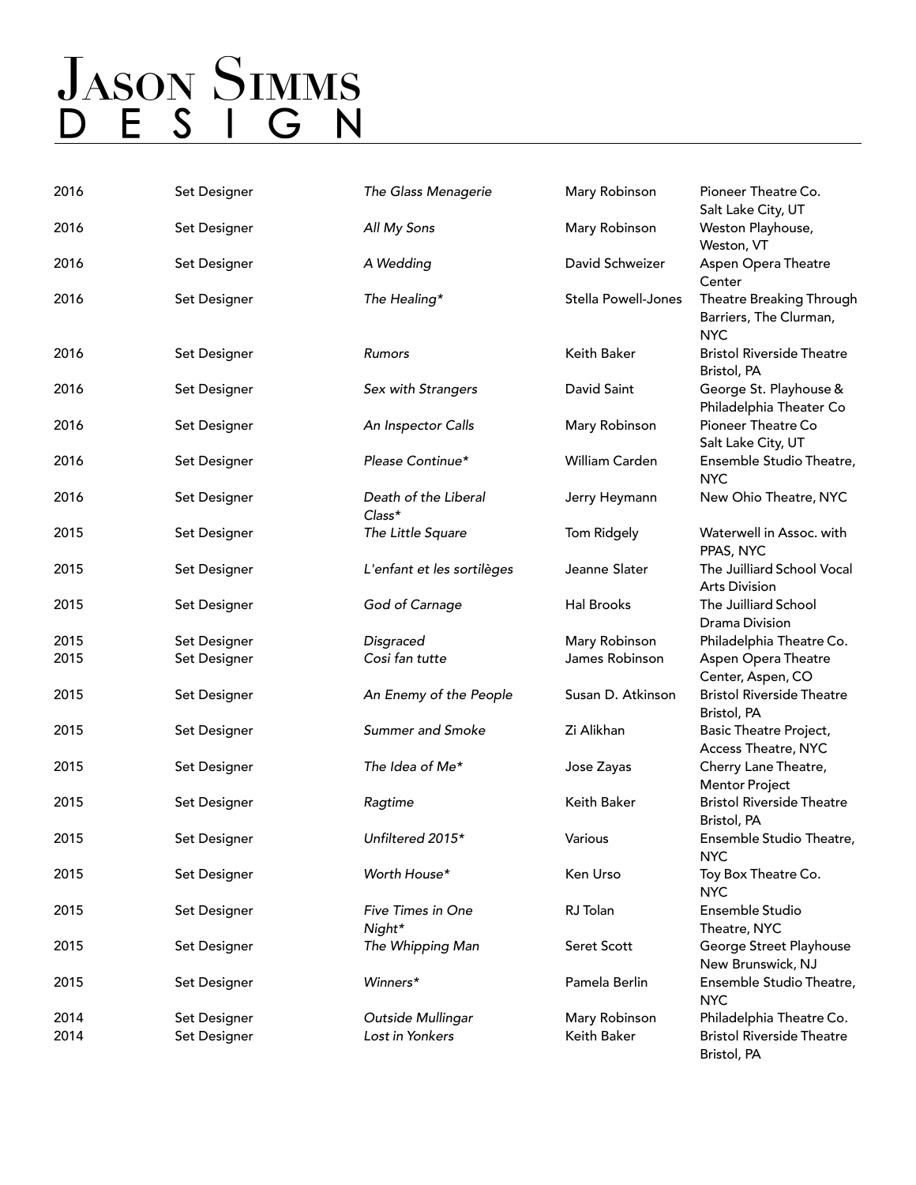# Jason Simms Design

| | | | | |
|---|---|---|---|---|
| 2016 | Set Designer | *The Glass Menagerie* | Mary Robinson | Pioneer Theatre Co. Salt Lake City, UT |
| 2016 | Set Designer | *All My Sons* | Mary Robinson | Weston Playhouse, Weston, VT |
| 2016 | Set Designer | *A Wedding* | David Schweizer | Aspen Opera Theatre Center |
| 2016 | Set Designer | *The Healing\** | Stella Powell-Jones | Theatre Breaking Through Barriers, The Clurman, NYC |
| 2016 | Set Designer | *Rumors* | Keith Baker | Bristol Riverside Theatre Bristol, PA |
| 2016 | Set Designer | *Sex with Strangers* | David Saint | George St. Playhouse & Philadelphia Theater Co |
| 2016 | Set Designer | *An Inspector Calls* | Mary Robinson | Pioneer Theatre Co Salt Lake City, UT |
| 2016 | Set Designer | *Please Continue\** | William Carden | Ensemble Studio Theatre, NYC |
| 2016 | Set Designer | *Death of the Liberal Class\** | Jerry Heymann | New Ohio Theatre, NYC |
| 2015 | Set Designer | *The Little Square* | Tom Ridgely | Waterwell in Assoc. with PPAS, NYC |
| 2015 | Set Designer | *L'enfant et les sortilèges* | Jeanne Slater | The Juilliard School Vocal Arts Division |
| 2015 | Set Designer | *God of Carnage* | Hal Brooks | The Juilliard School Drama Division |
| 2015 | Set Designer | *Disgraced* | Mary Robinson | Philadelphia Theatre Co. |
| 2015 | Set Designer | *Cosi fan tutte* | James Robinson | Aspen Opera Theatre Center, Aspen, CO |
| 2015 | Set Designer | *An Enemy of the People* | Susan D. Atkinson | Bristol Riverside Theatre Bristol, PA |
| 2015 | Set Designer | *Summer and Smoke* | Zi Alikhan | Basic Theatre Project, Access Theatre, NYC |
| 2015 | Set Designer | *The Idea of Me\** | Jose Zayas | Cherry Lane Theatre, Mentor Project |
| 2015 | Set Designer | *Ragtime* | Keith Baker | Bristol Riverside Theatre Bristol, PA |
| 2015 | Set Designer | *Unfiltered 2015\** | Various | Ensemble Studio Theatre, NYC |
| 2015 | Set Designer | *Worth House\** | Ken Urso | Toy Box Theatre Co. NYC |
| 2015 | Set Designer | *Five Times in One Night\** | RJ Tolan | Ensemble Studio Theatre, NYC |
| 2015 | Set Designer | *The Whipping Man* | Seret Scott | George Street Playhouse New Brunswick, NJ |
| 2015 | Set Designer | *Winners\** | Pamela Berlin | Ensemble Studio Theatre, NYC |
| 2014 | Set Designer | *Outside Mullingar* | Mary Robinson | Philadelphia Theatre Co. |
| 2014 | Set Designer | *Lost in Yonkers* | Keith Baker | Bristol Riverside Theatre Bristol, PA |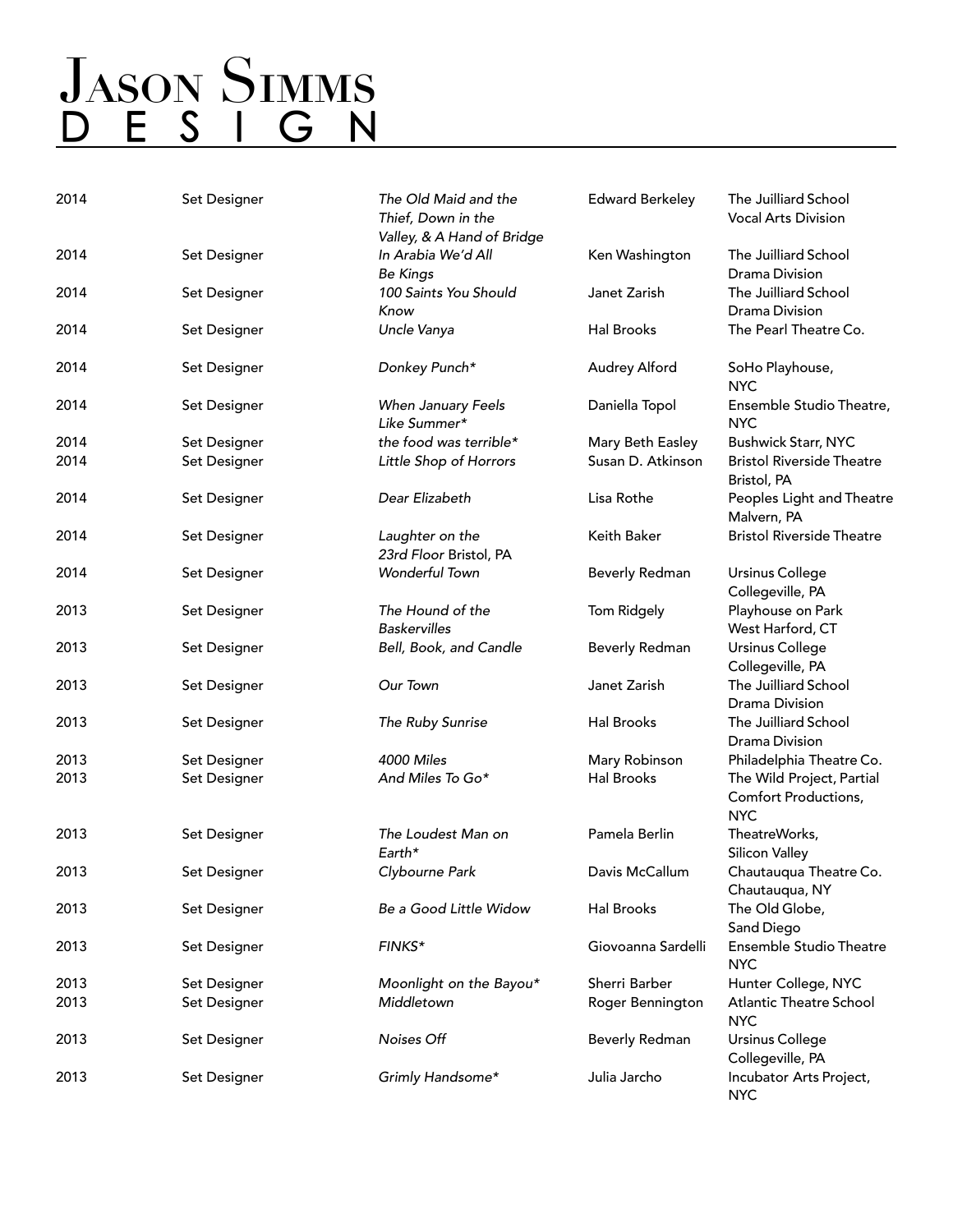# Jason Simms
## DESIGN

| | | | | |
|---|---|---|---|---|
| 2014 | Set Designer | *The Old Maid and the Thief, Down in the Valley, & A Hand of Bridge* | Edward Berkeley | The Juilliard School Vocal Arts Division |
| 2014 | Set Designer | *In Arabia We'd All Be Kings* | Ken Washington | The Juilliard School Drama Division |
| 2014 | Set Designer | *100 Saints You Should Know* | Janet Zarish | The Juilliard School Drama Division |
| 2014 | Set Designer | *Uncle Vanya* | Hal Brooks | The Pearl Theatre Co. |
| 2014 | Set Designer | *Donkey Punch** | Audrey Alford | SoHo Playhouse, NYC |
| 2014 | Set Designer | *When January Feels Like Summer** | Daniella Topol | Ensemble Studio Theatre, NYC |
| 2014 | Set Designer | *the food was terrible** | Mary Beth Easley | Bushwick Starr, NYC |
| 2014 | Set Designer | *Little Shop of Horrors* | Susan D. Atkinson | Bristol Riverside Theatre Bristol, PA |
| 2014 | Set Designer | *Dear Elizabeth* | Lisa Rothe | Peoples Light and Theatre Malvern, PA |
| 2014 | Set Designer | *Laughter on the 23rd Floor* Bristol, PA | Keith Baker | Bristol Riverside Theatre |
| 2014 | Set Designer | *Wonderful Town* | Beverly Redman | Ursinus College Collegeville, PA |
| 2013 | Set Designer | *The Hound of the Baskervilles* | Tom Ridgely | Playhouse on Park West Harford, CT |
| 2013 | Set Designer | *Bell, Book, and Candle* | Beverly Redman | Ursinus College Collegeville, PA |
| 2013 | Set Designer | *Our Town* | Janet Zarish | The Juilliard School Drama Division |
| 2013 | Set Designer | *The Ruby Sunrise* | Hal Brooks | The Juilliard School Drama Division |
| 2013 | Set Designer | *4000 Miles* | Mary Robinson | Philadelphia Theatre Co. |
| 2013 | Set Designer | *And Miles To Go** | Hal Brooks | The Wild Project, Partial Comfort Productions, NYC |
| 2013 | Set Designer | *The Loudest Man on Earth** | Pamela Berlin | TheatreWorks, Silicon Valley |
| 2013 | Set Designer | *Clybourne Park* | Davis McCallum | Chautauqua Theatre Co. Chautauqua, NY |
| 2013 | Set Designer | *Be a Good Little Widow* | Hal Brooks | The Old Globe, Sand Diego |
| 2013 | Set Designer | *FINKS** | Giovoanna Sardelli | Ensemble Studio Theatre NYC |
| 2013 | Set Designer | *Moonlight on the Bayou** | Sherri Barber | Hunter College, NYC |
| 2013 | Set Designer | *Middletown* | Roger Bennington | Atlantic Theatre School NYC |
| 2013 | Set Designer | *Noises Off* | Beverly Redman | Ursinus College Collegeville, PA |
| 2013 | Set Designer | *Grimly Handsome** | Julia Jarcho | Incubator Arts Project, NYC |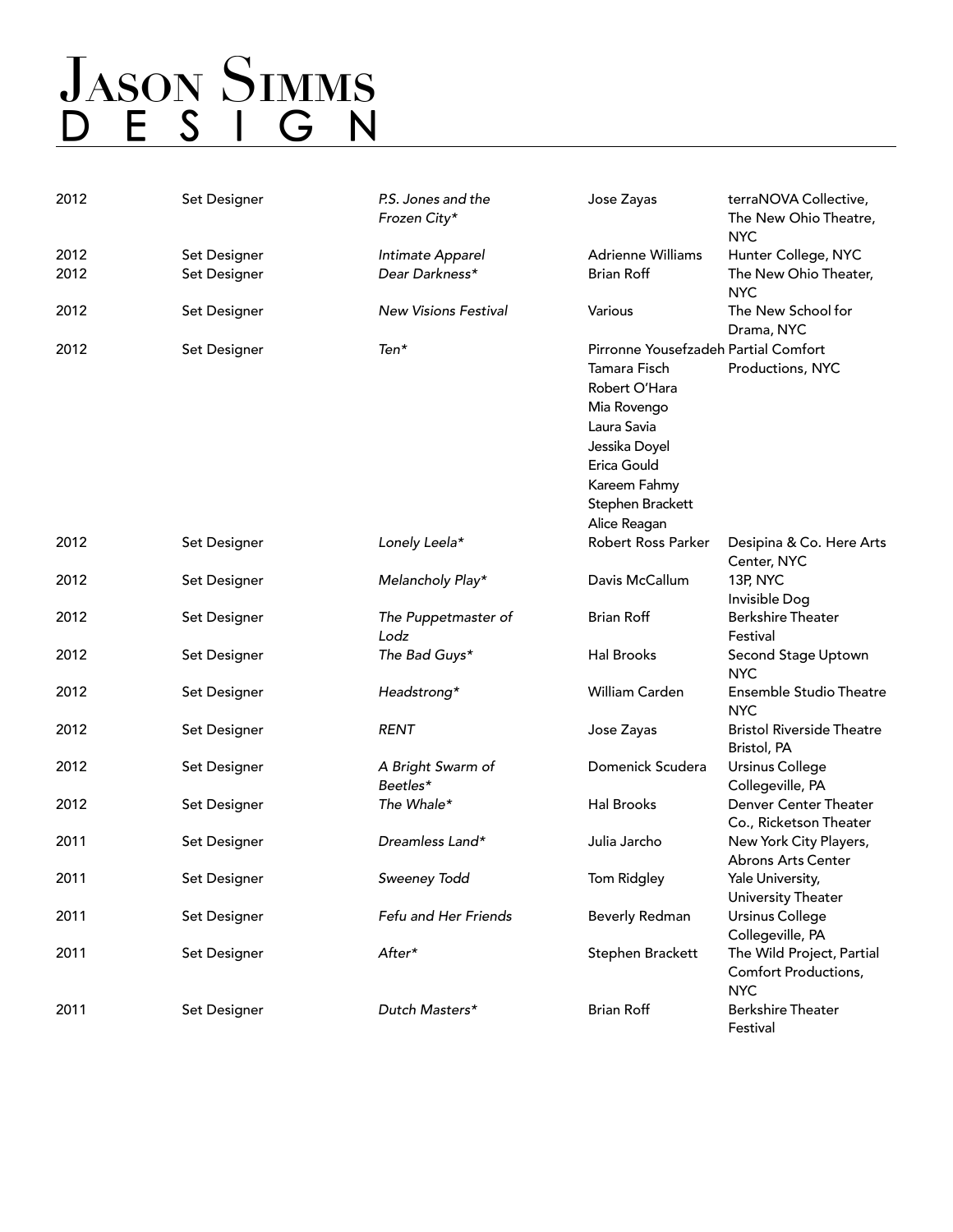# Jason Simms
# DESIGN

| Year | Role | Production | Director | Venue |
|---|---|---|---|---|
| 2012 | Set Designer | *P.S. Jones and the Frozen City** | Jose Zayas | terraNOVA Collective, The New Ohio Theatre, NYC |
| 2012 | Set Designer | *Intimate Apparel* | Adrienne Williams | Hunter College, NYC |
| 2012 | Set Designer | *Dear Darkness** | Brian Roff | The New Ohio Theater, NYC |
| 2012 | Set Designer | *New Visions Festival* | Various | The New School for Drama, NYC |
| 2012 | Set Designer | *Ten** | Pirronne Yousefzadeh, Tamara Fisch, Robert O'Hara, Mia Rovengo, Laura Savia, Jessika Doyel, Erica Gould, Kareem Fahmy, Stephen Brackett, Alice Reagan | Partial Comfort Productions, NYC |
| 2012 | Set Designer | *Lonely Leela** | Robert Ross Parker | Desipina & Co. Here Arts Center, NYC |
| 2012 | Set Designer | *Melancholy Play** | Davis McCallum | 13P, NYC Invisible Dog |
| 2012 | Set Designer | *The Puppetmaster of Lodz* | Brian Roff | Berkshire Theater Festival |
| 2012 | Set Designer | *The Bad Guys** | Hal Brooks | Second Stage Uptown NYC |
| 2012 | Set Designer | *Headstrong** | William Carden | Ensemble Studio Theatre NYC |
| 2012 | Set Designer | *RENT* | Jose Zayas | Bristol Riverside Theatre Bristol, PA |
| 2012 | Set Designer | *A Bright Swarm of Beetles** | Domenick Scudera | Ursinus College Collegeville, PA |
| 2012 | Set Designer | *The Whale** | Hal Brooks | Denver Center Theater Co., Ricketson Theater |
| 2011 | Set Designer | *Dreamless Land** | Julia Jarcho | New York City Players, Abrons Arts Center |
| 2011 | Set Designer | *Sweeney Todd* | Tom Ridgley | Yale University, University Theater |
| 2011 | Set Designer | *Fefu and Her Friends* | Beverly Redman | Ursinus College Collegeville, PA |
| 2011 | Set Designer | *After** | Stephen Brackett | The Wild Project, Partial Comfort Productions, NYC |
| 2011 | Set Designer | *Dutch Masters** | Brian Roff | Berkshire Theater Festival |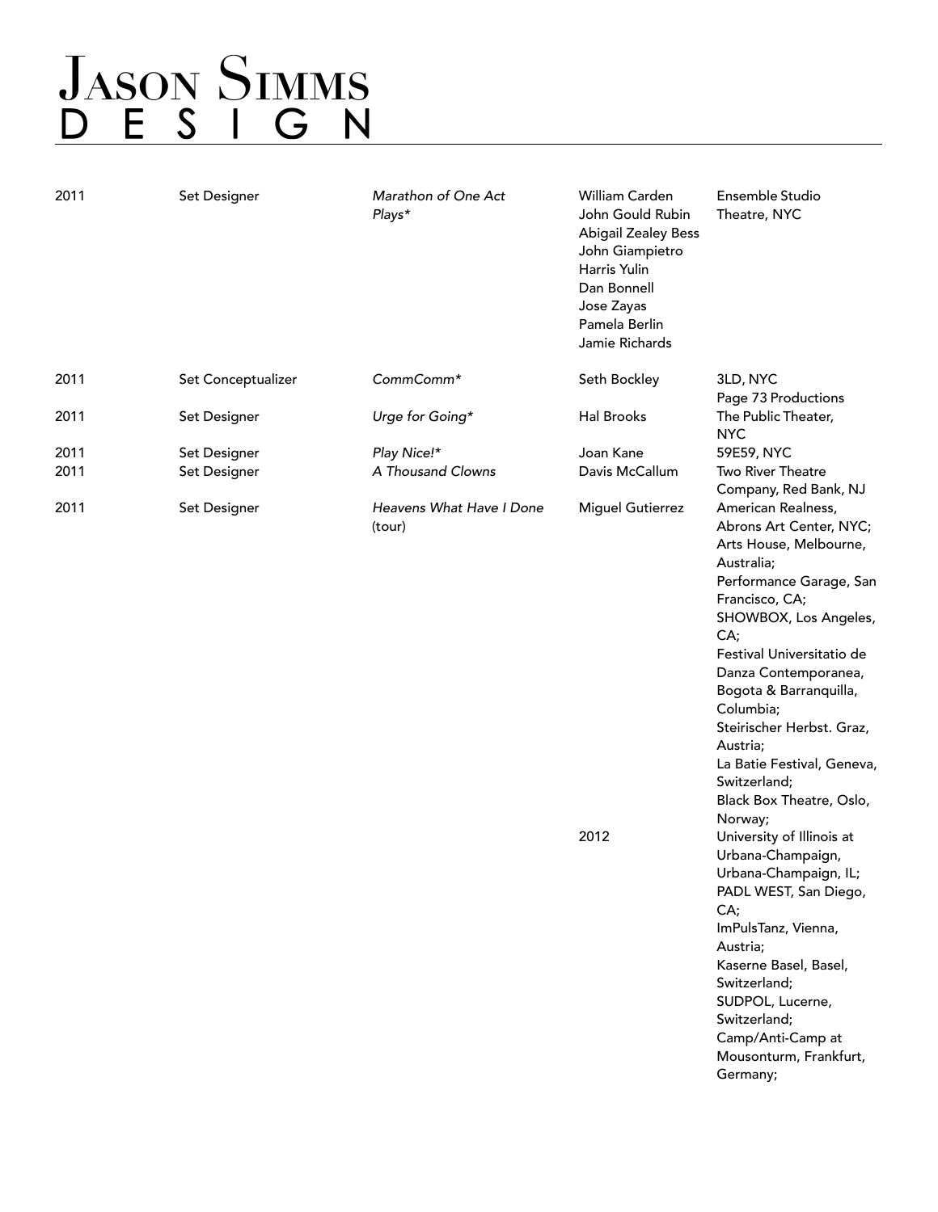# Jason Simms Design

| | | | | |
|---|---|---|---|---|
| 2011 | Set Designer | *Marathon of One Act Plays** | William Carden<br>John Gould Rubin<br>Abigail Zealey Bess<br>John Giampietro<br>Harris Yulin<br>Dan Bonnell<br>Jose Zayas<br>Pamela Berlin<br>Jamie Richards | Ensemble Studio Theatre, NYC |
| 2011 | Set Conceptualizer | *CommComm** | Seth Bockley | 3LD, NYC<br>Page 73 Productions |
| 2011 | Set Designer | *Urge for Going** | Hal Brooks | The Public Theater, NYC |
| 2011 | Set Designer | *Play Nice!** | Joan Kane | 59E59, NYC |
| 2011 | Set Designer | *A Thousand Clowns* | Davis McCallum | Two River Theatre Company, Red Bank, NJ |
| 2011 | Set Designer | *Heavens What Have I Done* (tour) | Miguel Gutierrez | American Realness, Abrons Art Center, NYC;<br>Arts House, Melbourne, Australia;<br>Performance Garage, San Francisco, CA;<br>SHOWBOX, Los Angeles, CA;<br>Festival Universitatio de Danza Contemporanea, Bogota & Barranquilla, Columbia;<br>Steirischer Herbst. Graz, Austria;<br>La Batie Festival, Geneva, Switzerland;<br>Black Box Theatre, Oslo, Norway; |
| | | | 2012 | University of Illinois at Urbana-Champaign, Urbana-Champaign, IL;<br>PADL WEST, San Diego, CA;<br>ImPulsTanz, Vienna, Austria;<br>Kaserne Basel, Basel, Switzerland;<br>SUDPOL, Lucerne, Switzerland;<br>Camp/Anti-Camp at Mousonturm, Frankfurt, Germany; |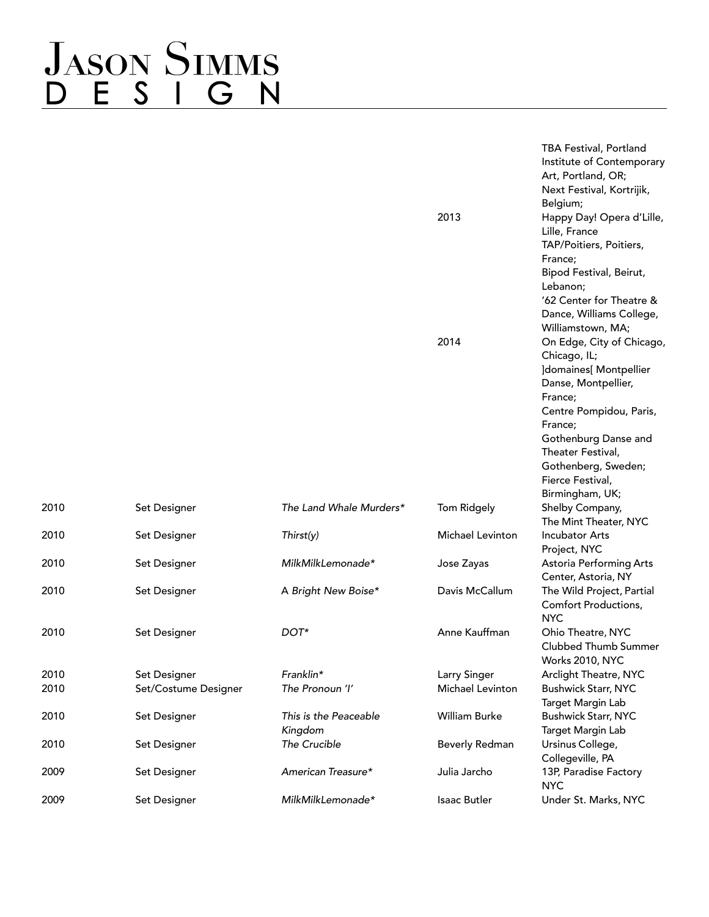# Jason Simms Design

| | | | | |
|---|---|---|---|---|
| | | | | TBA Festival, Portland Institute of Contemporary Art, Portland, OR; Next Festival, Kortrijik, Belgium; |
| | | | 2013 | Happy Day! Opera d'Lille, Lille, France TAP/Poitiers, Poitiers, France; Bipod Festival, Beirut, Lebanon; '62 Center for Theatre & Dance, Williams College, Williamstown, MA; |
| | | | 2014 | On Edge, City of Chicago, Chicago, IL; ]domaines[ Montpellier Danse, Montpellier, France; Centre Pompidou, Paris, France; Gothenburg Danse and Theater Festival, Gothenberg, Sweden; Fierce Festival, Birmingham, UK; |
| 2010 | Set Designer | *The Land Whale Murders** | Tom Ridgely | Shelby Company, The Mint Theater, NYC |
| 2010 | Set Designer | *Thirst(y)* | Michael Levinton | Incubator Arts Project, NYC |
| 2010 | Set Designer | *MilkMilkLemonade** | Jose Zayas | Astoria Performing Arts Center, Astoria, NY |
| 2010 | Set Designer | A *Bright New Boise** | Davis McCallum | The Wild Project, Partial Comfort Productions, NYC |
| 2010 | Set Designer | *DOT** | Anne Kauffman | Ohio Theatre, NYC Clubbed Thumb Summer Works 2010, NYC |
| 2010 | Set Designer | *Franklin** | Larry Singer | Arclight Theatre, NYC |
| 2010 | Set/Costume Designer | *The Pronoun 'I'* | Michael Levinton | Bushwick Starr, NYC Target Margin Lab |
| 2010 | Set Designer | *This is the Peaceable Kingdom* | William Burke | Bushwick Starr, NYC Target Margin Lab |
| 2010 | Set Designer | *The Crucible* | Beverly Redman | Ursinus College, Collegeville, PA |
| 2009 | Set Designer | *American Treasure** | Julia Jarcho | 13P, Paradise Factory NYC |
| 2009 | Set Designer | *MilkMilkLemonade** | Isaac Butler | Under St. Marks, NYC |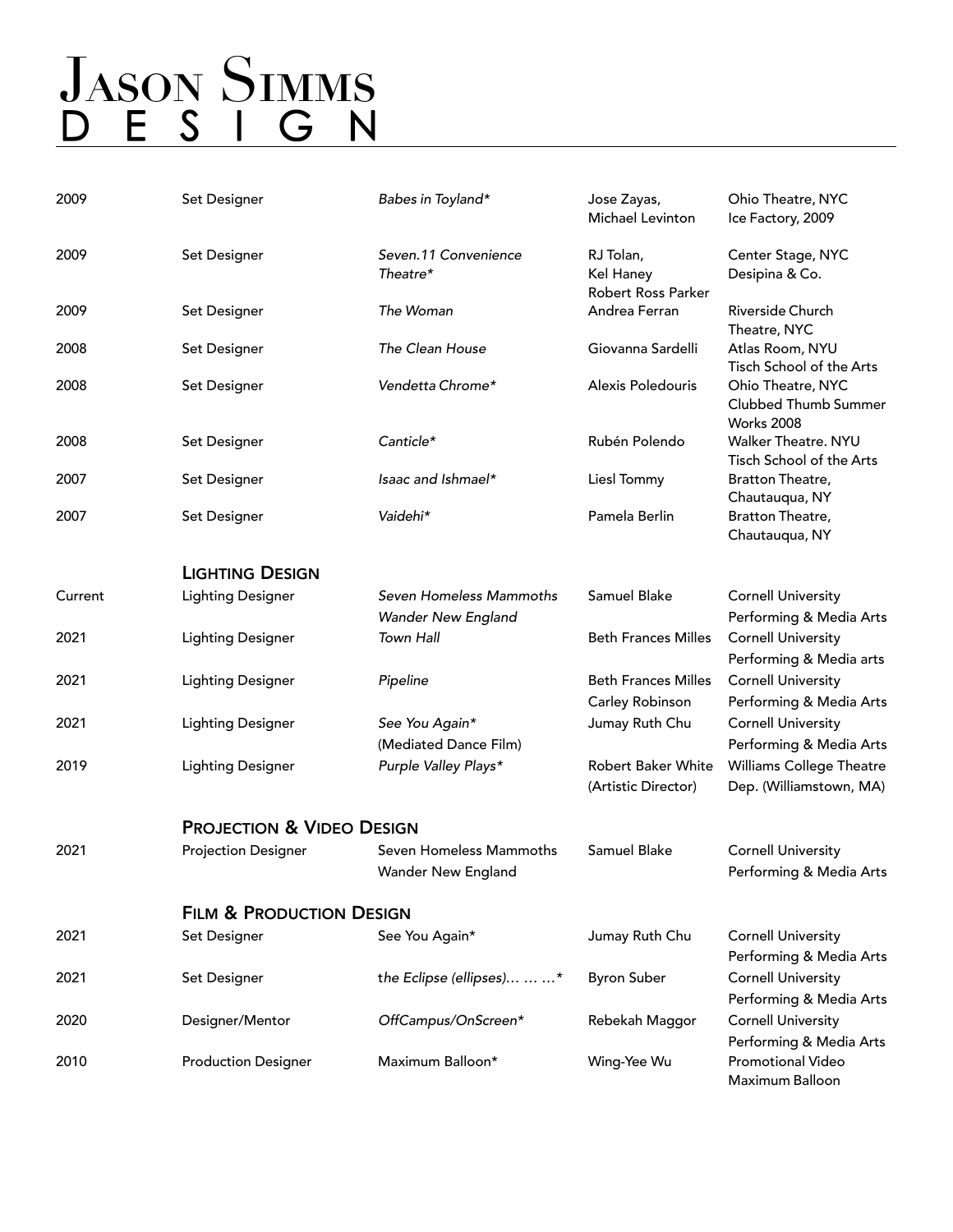# Jason Simms Design

| | | | | |
|---|---|---|---|---|
| 2009 | Set Designer | *Babes in Toyland** | Jose Zayas, Michael Levinton | Ohio Theatre, NYC Ice Factory, 2009 |
| 2009 | Set Designer | *Seven.11 Convenience Theatre** | RJ Tolan, Kel Haney Robert Ross Parker | Center Stage, NYC Desipina & Co. |
| 2009 | Set Designer | *The Woman* | Andrea Ferran | Riverside Church Theatre, NYC |
| 2008 | Set Designer | *The Clean House* | Giovanna Sardelli | Atlas Room, NYU Tisch School of the Arts |
| 2008 | Set Designer | *Vendetta Chrome** | Alexis Poledouris | Ohio Theatre, NYC Clubbed Thumb Summer Works 2008 |
| 2008 | Set Designer | *Canticle** | Rubén Polendo | Walker Theatre. NYU Tisch School of the Arts |
| 2007 | Set Designer | *Isaac and Ishmael** | Liesl Tommy | Bratton Theatre, Chautauqua, NY |
| 2007 | Set Designer | *Vaidehi** | Pamela Berlin | Bratton Theatre, Chautauqua, NY |

## Lighting Design

| | | | | |
|---|---|---|---|---|
| Current | Lighting Designer | *Seven Homeless Mammoths Wander New England* | Samuel Blake | Cornell University Performing & Media Arts |
| 2021 | Lighting Designer | *Town Hall* | Beth Frances Milles | Cornell University Performing & Media arts |
| 2021 | Lighting Designer | *Pipeline* | Beth Frances Milles Carley Robinson | Cornell University Performing & Media Arts |
| 2021 | Lighting Designer | *See You Again** (Mediated Dance Film) | Jumay Ruth Chu | Cornell University Performing & Media Arts |
| 2019 | Lighting Designer | *Purple Valley Plays** | Robert Baker White (Artistic Director) | Williams College Theatre Dep. (Williamstown, MA) |

## Projection & Video Design

| | | | | |
|---|---|---|---|---|
| 2021 | Projection Designer | Seven Homeless Mammoths Wander New England | Samuel Blake | Cornell University Performing & Media Arts |

## Film & Production Design

| | | | | |
|---|---|---|---|---|
| 2021 | Set Designer | See You Again* | Jumay Ruth Chu | Cornell University Performing & Media Arts |
| 2021 | Set Designer | *the Eclipse (ellipses)… … …** | Byron Suber | Cornell University Performing & Media Arts |
| 2020 | Designer/Mentor | *OffCampus/OnScreen** | Rebekah Maggor | Cornell University Performing & Media Arts |
| 2010 | Production Designer | Maximum Balloon* | Wing-Yee Wu | Promotional Video Maximum Balloon |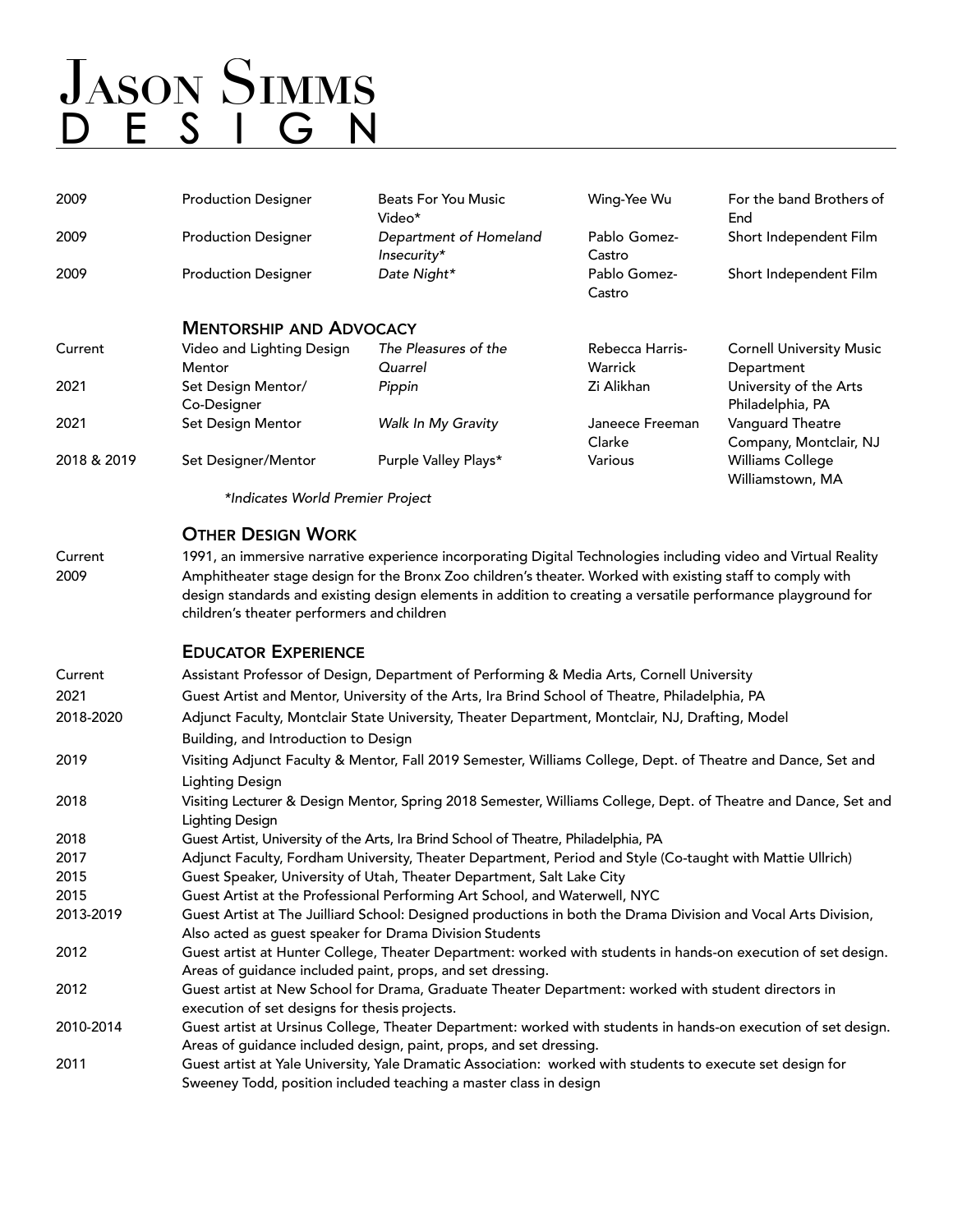# Jason Simms Design

| | | | | |
|---|---|---|---|---|
| 2009 | Production Designer | Beats For You Music Video* | Wing-Yee Wu | For the band Brothers of End |
| 2009 | Production Designer | *Department of Homeland Insecurity** | Pablo Gomez-Castro | Short Independent Film |
| 2009 | Production Designer | *Date Night** | Pablo Gomez-Castro | Short Independent Film |

## Mentorship and Advocacy

| | | | | |
|---|---|---|---|---|
| Current | Video and Lighting Design Mentor | *The Pleasures of the Quarrel* | Rebecca Harris-Warrick | Cornell University Music Department |
| 2021 | Set Design Mentor/ Co-Designer | *Pippin* | Zi Alikhan | University of the Arts Philadelphia, PA |
| 2021 | Set Design Mentor | *Walk In My Gravity* | Janeece Freeman Clarke | Vanguard Theatre Company, Montclair, NJ |
| 2018 & 2019 | Set Designer/Mentor | Purple Valley Plays* | Various | Williams College Williamstown, MA |

*\*Indicates World Premier Project*

## Other Design Work

| | |
|---|---|
| Current | 1991, an immersive narrative experience incorporating Digital Technologies including video and Virtual Reality |
| 2009 | Amphitheater stage design for the Bronx Zoo children's theater. Worked with existing staff to comply with design standards and existing design elements in addition to creating a versatile performance playground for children's theater performers and children |

## Educator Experience

| | |
|---|---|
| Current | Assistant Professor of Design, Department of Performing & Media Arts, Cornell University |
| 2021 | Guest Artist and Mentor, University of the Arts, Ira Brind School of Theatre, Philadelphia, PA |
| 2018-2020 | Adjunct Faculty, Montclair State University, Theater Department, Montclair, NJ, Drafting, Model Building, and Introduction to Design |
| 2019 | Visiting Adjunct Faculty & Mentor, Fall 2019 Semester, Williams College, Dept. of Theatre and Dance, Set and Lighting Design |
| 2018 | Visiting Lecturer & Design Mentor, Spring 2018 Semester, Williams College, Dept. of Theatre and Dance, Set and Lighting Design |
| 2018 | Guest Artist, University of the Arts, Ira Brind School of Theatre, Philadelphia, PA |
| 2017 | Adjunct Faculty, Fordham University, Theater Department, Period and Style (Co-taught with Mattie Ullrich) |
| 2015 | Guest Speaker, University of Utah, Theater Department, Salt Lake City |
| 2015 | Guest Artist at the Professional Performing Art School, and Waterwell, NYC |
| 2013-2019 | Guest Artist at The Juilliard School: Designed productions in both the Drama Division and Vocal Arts Division, Also acted as guest speaker for Drama Division Students |
| 2012 | Guest artist at Hunter College, Theater Department: worked with students in hands-on execution of set design. Areas of guidance included paint, props, and set dressing. |
| 2012 | Guest artist at New School for Drama, Graduate Theater Department: worked with student directors in execution of set designs for thesis projects. |
| 2010-2014 | Guest artist at Ursinus College, Theater Department: worked with students in hands-on execution of set design. Areas of guidance included design, paint, props, and set dressing. |
| 2011 | Guest artist at Yale University, Yale Dramatic Association: worked with students to execute set design for Sweeney Todd, position included teaching a master class in design |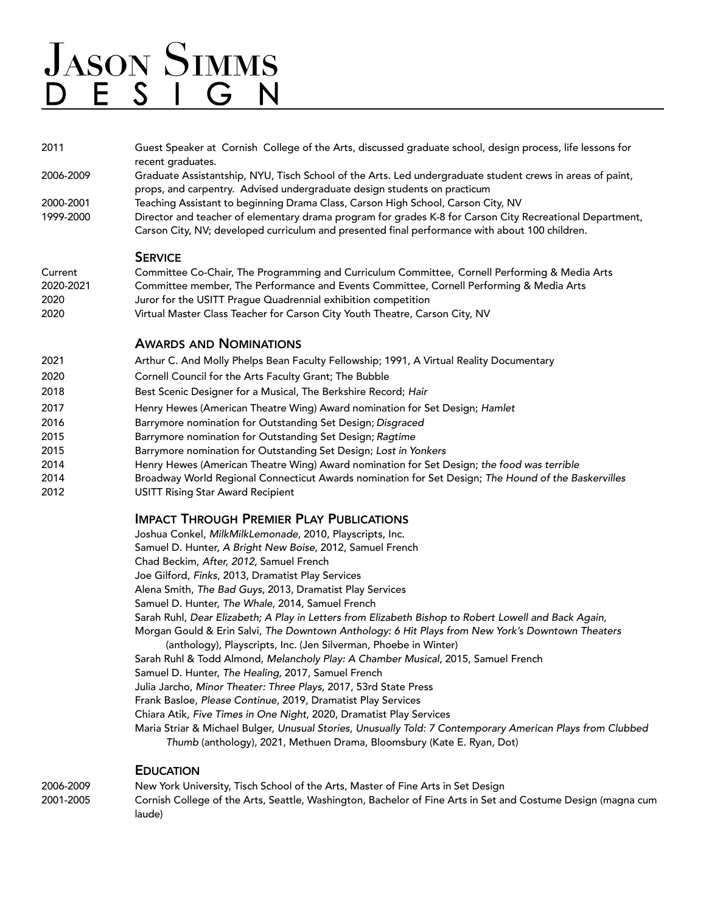# JASON SIMMS DESIGN

| | |
|---|---|
| 2011 | Guest Speaker at Cornish College of the Arts, discussed graduate school, design process, life lessons for recent graduates. |
| 2006-2009 | Graduate Assistantship, NYU, Tisch School of the Arts. Led undergraduate student crews in areas of paint, props, and carpentry. Advised undergraduate design students on practicum |
| 2000-2001 | Teaching Assistant to beginning Drama Class, Carson High School, Carson City, NV |
| 1999-2000 | Director and teacher of elementary drama program for grades K-8 for Carson City Recreational Department, Carson City, NV; developed curriculum and presented final performance with about 100 children. |

## SERVICE

| | |
|---|---|
| Current | Committee Co-Chair, The Programming and Curriculum Committee, Cornell Performing & Media Arts |
| 2020-2021 | Committee member, The Performance and Events Committee, Cornell Performing & Media Arts |
| 2020 | Juror for the USITT Prague Quadrennial exhibition competition |
| 2020 | Virtual Master Class Teacher for Carson City Youth Theatre, Carson City, NV |

## AWARDS AND NOMINATIONS

| | |
|---|---|
| 2021 | Arthur C. And Molly Phelps Bean Faculty Fellowship; 1991, A Virtual Reality Documentary |
| 2020 | Cornell Council for the Arts Faculty Grant; The Bubble |
| 2018 | Best Scenic Designer for a Musical, The Berkshire Record; *Hair* |
| 2017 | Henry Hewes (American Theatre Wing) Award nomination for Set Design; *Hamlet* |
| 2016 | Barrymore nomination for Outstanding Set Design; *Disgraced* |
| 2015 | Barrymore nomination for Outstanding Set Design; *Ragtime* |
| 2015 | Barrymore nomination for Outstanding Set Design; *Lost in Yonkers* |
| 2014 | Henry Hewes (American Theatre Wing) Award nomination for Set Design; *the food was terrible* |
| 2014 | Broadway World Regional Connecticut Awards nomination for Set Design; *The Hound of the Baskervilles* |
| 2012 | USITT Rising Star Award Recipient |

## IMPACT THROUGH PREMIER PLAY PUBLICATIONS

Joshua Conkel, *MilkMilkLemonade*, 2010, Playscripts, Inc.
Samuel D. Hunter, *A Bright New Boise*, 2012, Samuel French
Chad Beckim, *After, 2012*, Samuel French
Joe Gilford, *Finks*, 2013, Dramatist Play Services
Alena Smith, *The Bad Guys*, 2013, Dramatist Play Services
Samuel D. Hunter, *The Whale*, 2014, Samuel French
Sarah Ruhl, *Dear Elizabeth; A Play in Letters from Elizabeth Bishop to Robert Lowell and Back Again*,
Morgan Gould & Erin Salvi, *The Downtown Anthology: 6 Hit Plays from New York's Downtown Theaters* (anthology), Playscripts, Inc. (Jen Silverman, Phoebe in Winter)
Sarah Ruhl & Todd Almond, *Melancholy Play: A Chamber Musical*, 2015, Samuel French
Samuel D. Hunter, *The Healing*, 2017, Samuel French
Julia Jarcho, *Minor Theater: Three Plays*, 2017, 53rd State Press
Frank Basloe, *Please Continue*, 2019, Dramatist Play Services
Chiara Atik, *Five Times in One Night*, 2020, Dramatist Play Services
Maria Striar & Michael Bulger, *Unusual Stories, Unusually Told: 7 Contemporary American Plays from Clubbed Thumb* (anthology), 2021, Methuen Drama, Bloomsbury (Kate E. Ryan, Dot)

## EDUCATION

| | |
|---|---|
| 2006-2009 | New York University, Tisch School of the Arts, Master of Fine Arts in Set Design |
| 2001-2005 | Cornish College of the Arts, Seattle, Washington, Bachelor of Fine Arts in Set and Costume Design (magna cum laude) |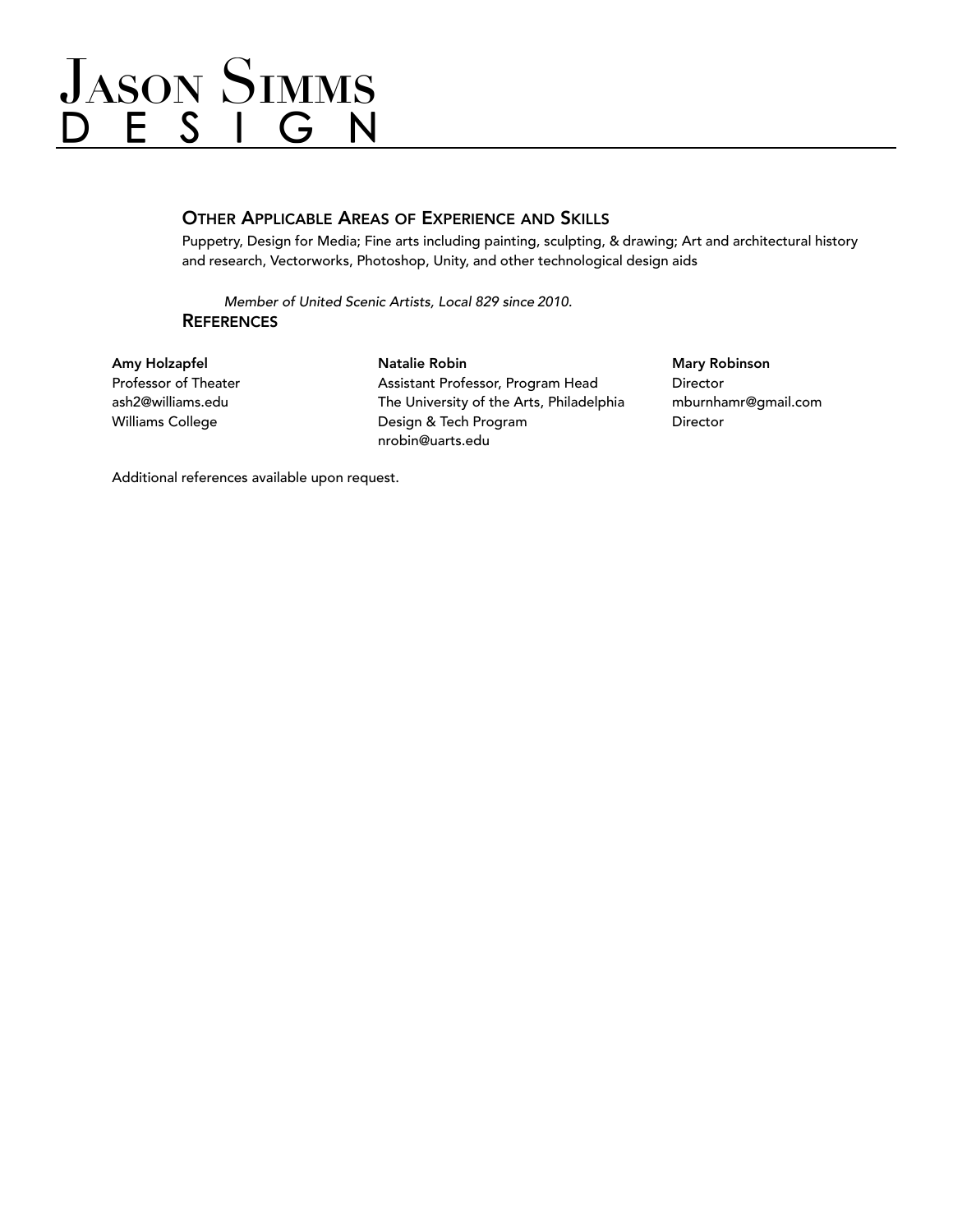## Other Applicable Areas of Experience and Skills

Puppetry, Design for Media; Fine arts including painting, sculpting, & drawing; Art and architectural history and research, Vectorworks, Photoshop, Unity, and other technological design aids

*Member of United Scenic Artists, Local 829 since 2010.*

## References

**Amy Holzapfel**
Professor of Theater
ash2@williams.edu
Williams College

**Natalie Robin**
Assistant Professor, Program Head
The University of the Arts, Philadelphia
Design & Tech Program
nrobin@uarts.edu

**Mary Robinson**
Director
mburnhamr@gmail.com
Director

Additional references available upon request.